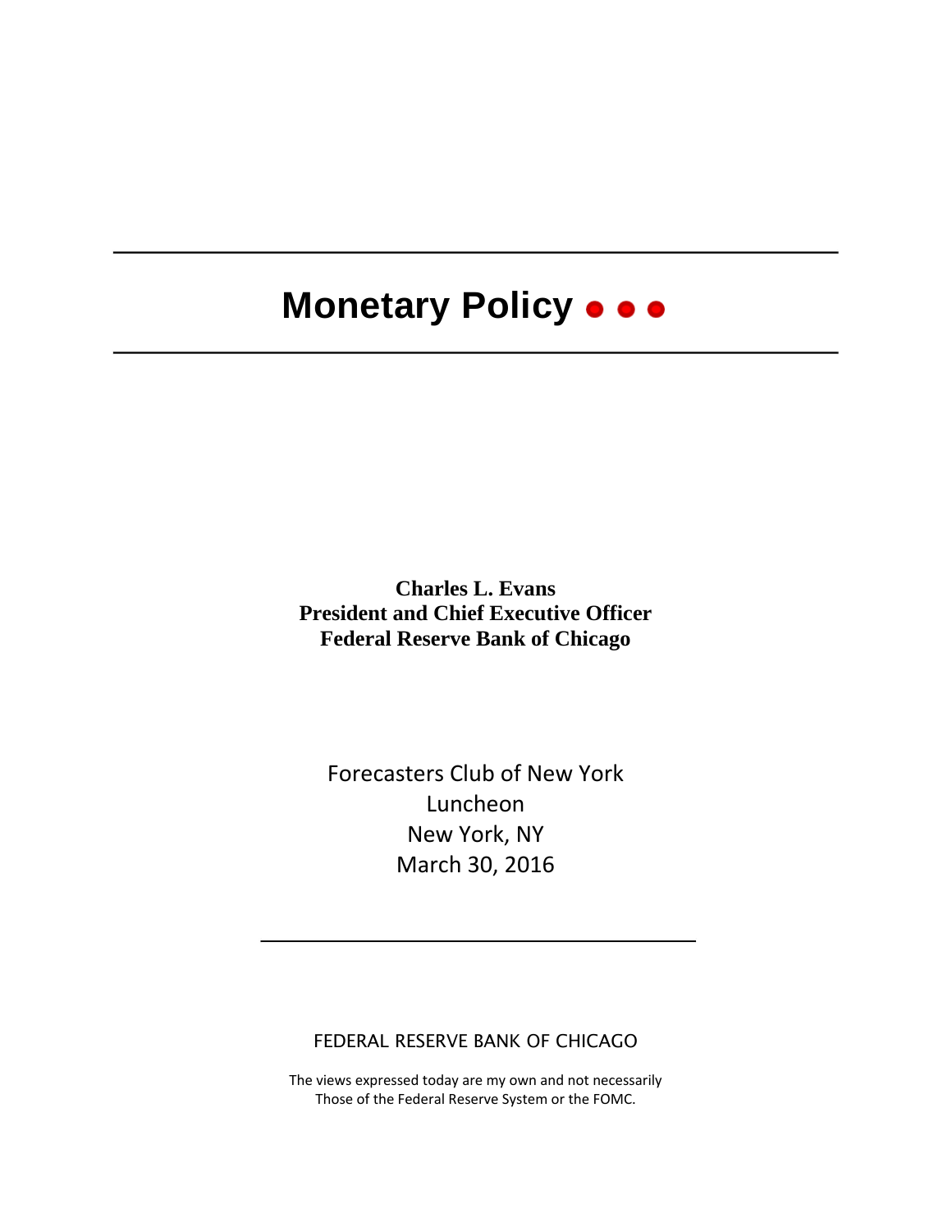# Monetary Policy

**Charles L. Evans**
**President and Chief Executive Officer**
**Federal Reserve Bank of Chicago**

Forecasters Club of New York
Luncheon
New York, NY
March 30, 2016

---

FEDERAL RESERVE BANK OF CHICAGO

The views expressed today are my own and not necessarily
Those of the Federal Reserve System or the FOMC.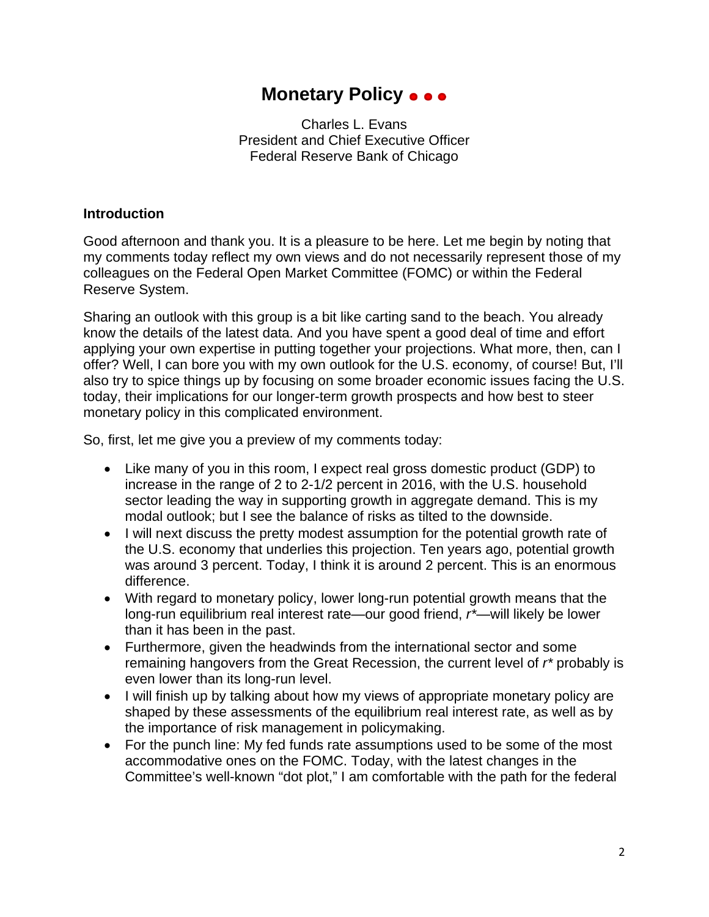# Monetary Policy • • •

Charles L. Evans
President and Chief Executive Officer
Federal Reserve Bank of Chicago

## Introduction

Good afternoon and thank you. It is a pleasure to be here. Let me begin by noting that my comments today reflect my own views and do not necessarily represent those of my colleagues on the Federal Open Market Committee (FOMC) or within the Federal Reserve System.

Sharing an outlook with this group is a bit like carting sand to the beach. You already know the details of the latest data. And you have spent a good deal of time and effort applying your own expertise in putting together your projections. What more, then, can I offer? Well, I can bore you with my own outlook for the U.S. economy, of course! But, I'll also try to spice things up by focusing on some broader economic issues facing the U.S. today, their implications for our longer-term growth prospects and how best to steer monetary policy in this complicated environment.

So, first, let me give you a preview of my comments today:

- Like many of you in this room, I expect real gross domestic product (GDP) to increase in the range of 2 to 2-1/2 percent in 2016, with the U.S. household sector leading the way in supporting growth in aggregate demand. This is my modal outlook; but I see the balance of risks as tilted to the downside.
- I will next discuss the pretty modest assumption for the potential growth rate of the U.S. economy that underlies this projection. Ten years ago, potential growth was around 3 percent. Today, I think it is around 2 percent. This is an enormous difference.
- With regard to monetary policy, lower long-run potential growth means that the long-run equilibrium real interest rate—our good friend, $r^*$—will likely be lower than it has been in the past.
- Furthermore, given the headwinds from the international sector and some remaining hangovers from the Great Recession, the current level of $r^*$ probably is even lower than its long-run level.
- I will finish up by talking about how my views of appropriate monetary policy are shaped by these assessments of the equilibrium real interest rate, as well as by the importance of risk management in policymaking.
- For the punch line: My fed funds rate assumptions used to be some of the most accommodative ones on the FOMC. Today, with the latest changes in the Committee's well-known "dot plot," I am comfortable with the path for the federal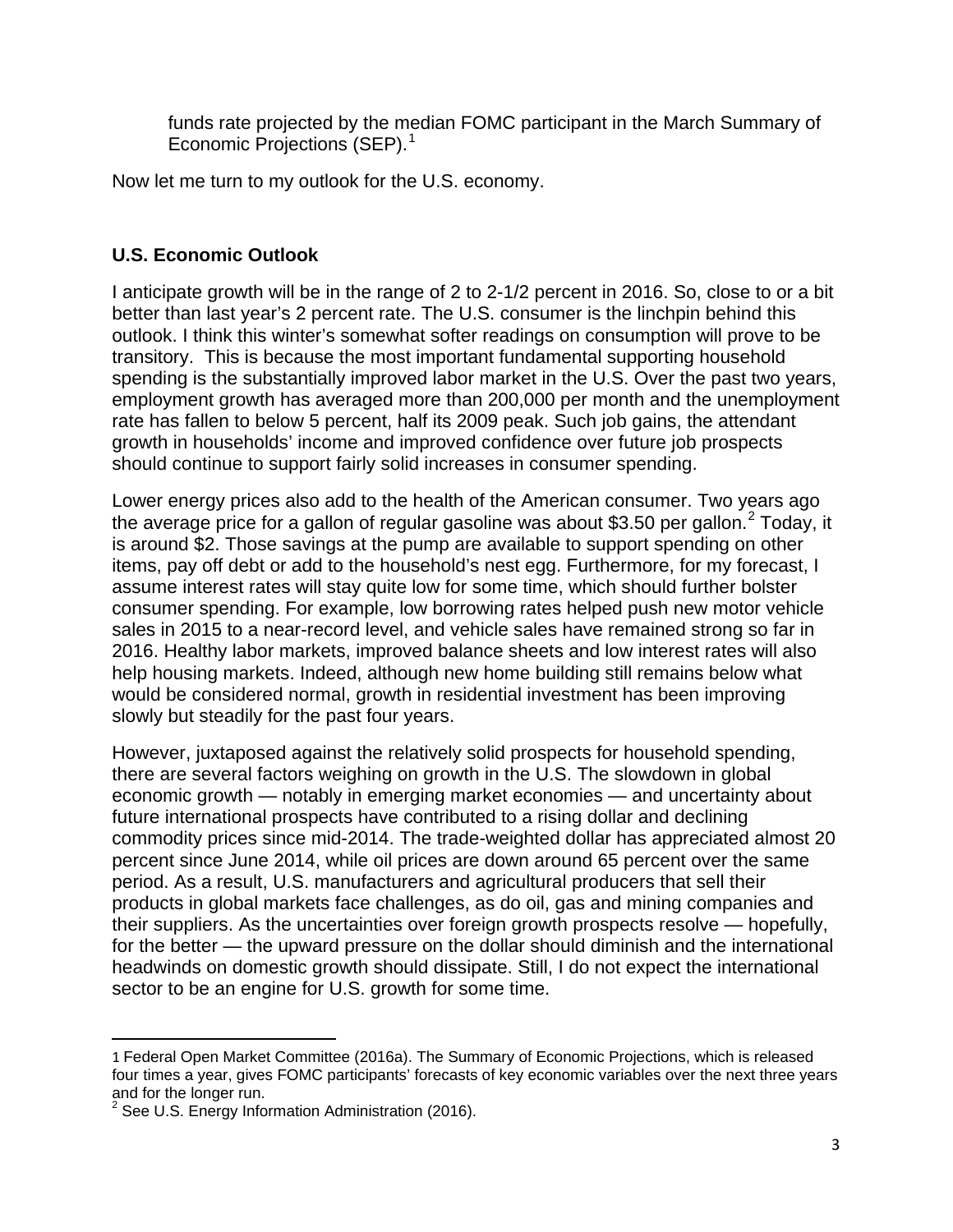funds rate projected by the median FOMC participant in the March Summary of Economic Projections (SEP).[1]

Now let me turn to my outlook for the U.S. economy.

## U.S. Economic Outlook

I anticipate growth will be in the range of 2 to 2-1/2 percent in 2016. So, close to or a bit better than last year's 2 percent rate. The U.S. consumer is the linchpin behind this outlook. I think this winter's somewhat softer readings on consumption will prove to be transitory. This is because the most important fundamental supporting household spending is the substantially improved labor market in the U.S. Over the past two years, employment growth has averaged more than 200,000 per month and the unemployment rate has fallen to below 5 percent, half its 2009 peak. Such job gains, the attendant growth in households' income and improved confidence over future job prospects should continue to support fairly solid increases in consumer spending.

Lower energy prices also add to the health of the American consumer. Two years ago the average price for a gallon of regular gasoline was about $3.50 per gallon.[2] Today, it is around $2. Those savings at the pump are available to support spending on other items, pay off debt or add to the household's nest egg. Furthermore, for my forecast, I assume interest rates will stay quite low for some time, which should further bolster consumer spending. For example, low borrowing rates helped push new motor vehicle sales in 2015 to a near-record level, and vehicle sales have remained strong so far in 2016. Healthy labor markets, improved balance sheets and low interest rates will also help housing markets. Indeed, although new home building still remains below what would be considered normal, growth in residential investment has been improving slowly but steadily for the past four years.

However, juxtaposed against the relatively solid prospects for household spending, there are several factors weighing on growth in the U.S. The slowdown in global economic growth — notably in emerging market economies — and uncertainty about future international prospects have contributed to a rising dollar and declining commodity prices since mid-2014. The trade-weighted dollar has appreciated almost 20 percent since June 2014, while oil prices are down around 65 percent over the same period. As a result, U.S. manufacturers and agricultural producers that sell their products in global markets face challenges, as do oil, gas and mining companies and their suppliers. As the uncertainties over foreign growth prospects resolve — hopefully, for the better — the upward pressure on the dollar should diminish and the international headwinds on domestic growth should dissipate. Still, I do not expect the international sector to be an engine for U.S. growth for some time.

---

[1] Federal Open Market Committee (2016a). The Summary of Economic Projections, which is released four times a year, gives FOMC participants' forecasts of key economic variables over the next three years and for the longer run.

[2] See U.S. Energy Information Administration (2016).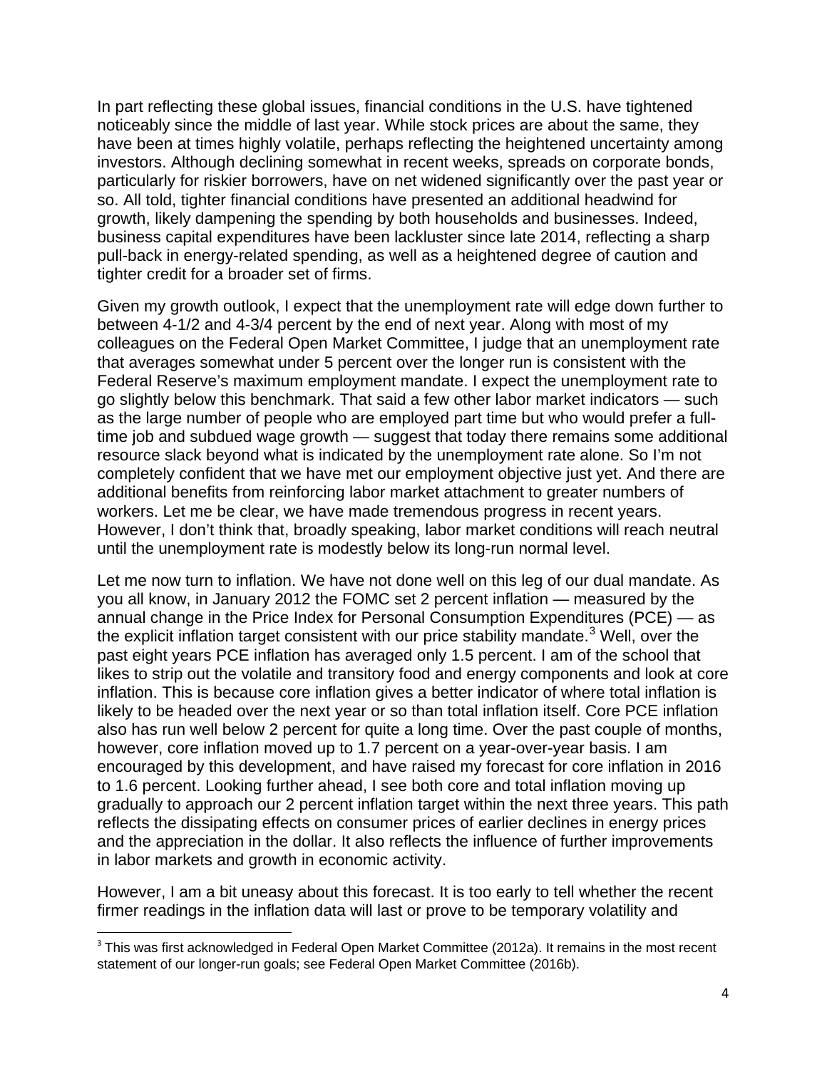In part reflecting these global issues, financial conditions in the U.S. have tightened noticeably since the middle of last year. While stock prices are about the same, they have been at times highly volatile, perhaps reflecting the heightened uncertainty among investors. Although declining somewhat in recent weeks, spreads on corporate bonds, particularly for riskier borrowers, have on net widened significantly over the past year or so. All told, tighter financial conditions have presented an additional headwind for growth, likely dampening the spending by both households and businesses. Indeed, business capital expenditures have been lackluster since late 2014, reflecting a sharp pull-back in energy-related spending, as well as a heightened degree of caution and tighter credit for a broader set of firms.

Given my growth outlook, I expect that the unemployment rate will edge down further to between 4-1/2 and 4-3/4 percent by the end of next year. Along with most of my colleagues on the Federal Open Market Committee, I judge that an unemployment rate that averages somewhat under 5 percent over the longer run is consistent with the Federal Reserve's maximum employment mandate. I expect the unemployment rate to go slightly below this benchmark. That said a few other labor market indicators — such as the large number of people who are employed part time but who would prefer a full-time job and subdued wage growth — suggest that today there remains some additional resource slack beyond what is indicated by the unemployment rate alone. So I'm not completely confident that we have met our employment objective just yet. And there are additional benefits from reinforcing labor market attachment to greater numbers of workers. Let me be clear, we have made tremendous progress in recent years. However, I don't think that, broadly speaking, labor market conditions will reach neutral until the unemployment rate is modestly below its long-run normal level.

Let me now turn to inflation. We have not done well on this leg of our dual mandate. As you all know, in January 2012 the FOMC set 2 percent inflation — measured by the annual change in the Price Index for Personal Consumption Expenditures (PCE) — as the explicit inflation target consistent with our price stability mandate.[3] Well, over the past eight years PCE inflation has averaged only 1.5 percent. I am of the school that likes to strip out the volatile and transitory food and energy components and look at core inflation. This is because core inflation gives a better indicator of where total inflation is likely to be headed over the next year or so than total inflation itself. Core PCE inflation also has run well below 2 percent for quite a long time. Over the past couple of months, however, core inflation moved up to 1.7 percent on a year-over-year basis. I am encouraged by this development, and have raised my forecast for core inflation in 2016 to 1.6 percent. Looking further ahead, I see both core and total inflation moving up gradually to approach our 2 percent inflation target within the next three years. This path reflects the dissipating effects on consumer prices of earlier declines in energy prices and the appreciation in the dollar. It also reflects the influence of further improvements in labor markets and growth in economic activity.

However, I am a bit uneasy about this forecast. It is too early to tell whether the recent firmer readings in the inflation data will last or prove to be temporary volatility and

[3] This was first acknowledged in Federal Open Market Committee (2012a). It remains in the most recent statement of our longer-run goals; see Federal Open Market Committee (2016b).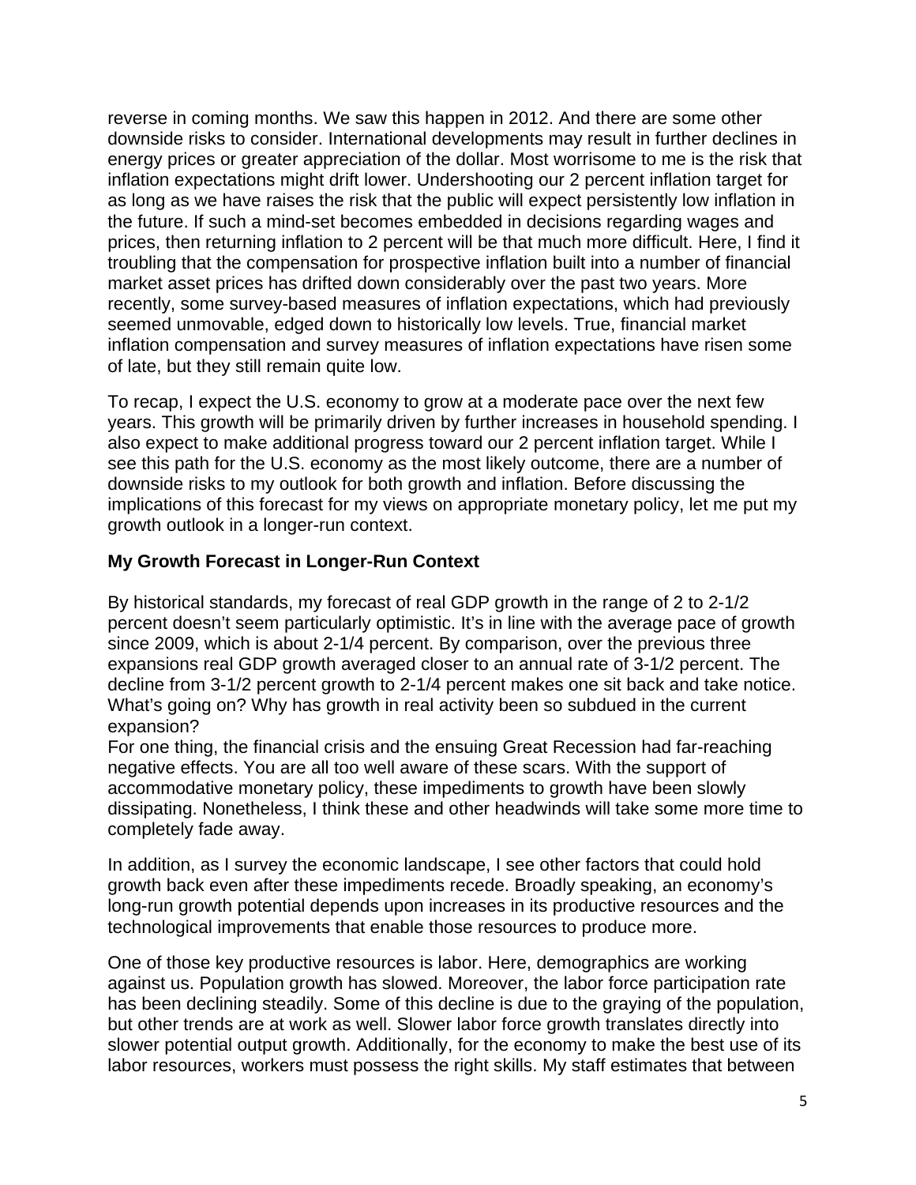reverse in coming months. We saw this happen in 2012. And there are some other downside risks to consider. International developments may result in further declines in energy prices or greater appreciation of the dollar. Most worrisome to me is the risk that inflation expectations might drift lower. Undershooting our 2 percent inflation target for as long as we have raises the risk that the public will expect persistently low inflation in the future. If such a mind-set becomes embedded in decisions regarding wages and prices, then returning inflation to 2 percent will be that much more difficult. Here, I find it troubling that the compensation for prospective inflation built into a number of financial market asset prices has drifted down considerably over the past two years. More recently, some survey-based measures of inflation expectations, which had previously seemed unmovable, edged down to historically low levels. True, financial market inflation compensation and survey measures of inflation expectations have risen some of late, but they still remain quite low.

To recap, I expect the U.S. economy to grow at a moderate pace over the next few years. This growth will be primarily driven by further increases in household spending. I also expect to make additional progress toward our 2 percent inflation target. While I see this path for the U.S. economy as the most likely outcome, there are a number of downside risks to my outlook for both growth and inflation. Before discussing the implications of this forecast for my views on appropriate monetary policy, let me put my growth outlook in a longer-run context.

**My Growth Forecast in Longer-Run Context**

By historical standards, my forecast of real GDP growth in the range of 2 to 2-1/2 percent doesn't seem particularly optimistic. It's in line with the average pace of growth since 2009, which is about 2-1/4 percent. By comparison, over the previous three expansions real GDP growth averaged closer to an annual rate of 3-1/2 percent. The decline from 3-1/2 percent growth to 2-1/4 percent makes one sit back and take notice. What's going on? Why has growth in real activity been so subdued in the current expansion?

For one thing, the financial crisis and the ensuing Great Recession had far-reaching negative effects. You are all too well aware of these scars. With the support of accommodative monetary policy, these impediments to growth have been slowly dissipating. Nonetheless, I think these and other headwinds will take some more time to completely fade away.

In addition, as I survey the economic landscape, I see other factors that could hold growth back even after these impediments recede. Broadly speaking, an economy's long-run growth potential depends upon increases in its productive resources and the technological improvements that enable those resources to produce more.

One of those key productive resources is labor. Here, demographics are working against us. Population growth has slowed. Moreover, the labor force participation rate has been declining steadily. Some of this decline is due to the graying of the population, but other trends are at work as well. Slower labor force growth translates directly into slower potential output growth. Additionally, for the economy to make the best use of its labor resources, workers must possess the right skills. My staff estimates that between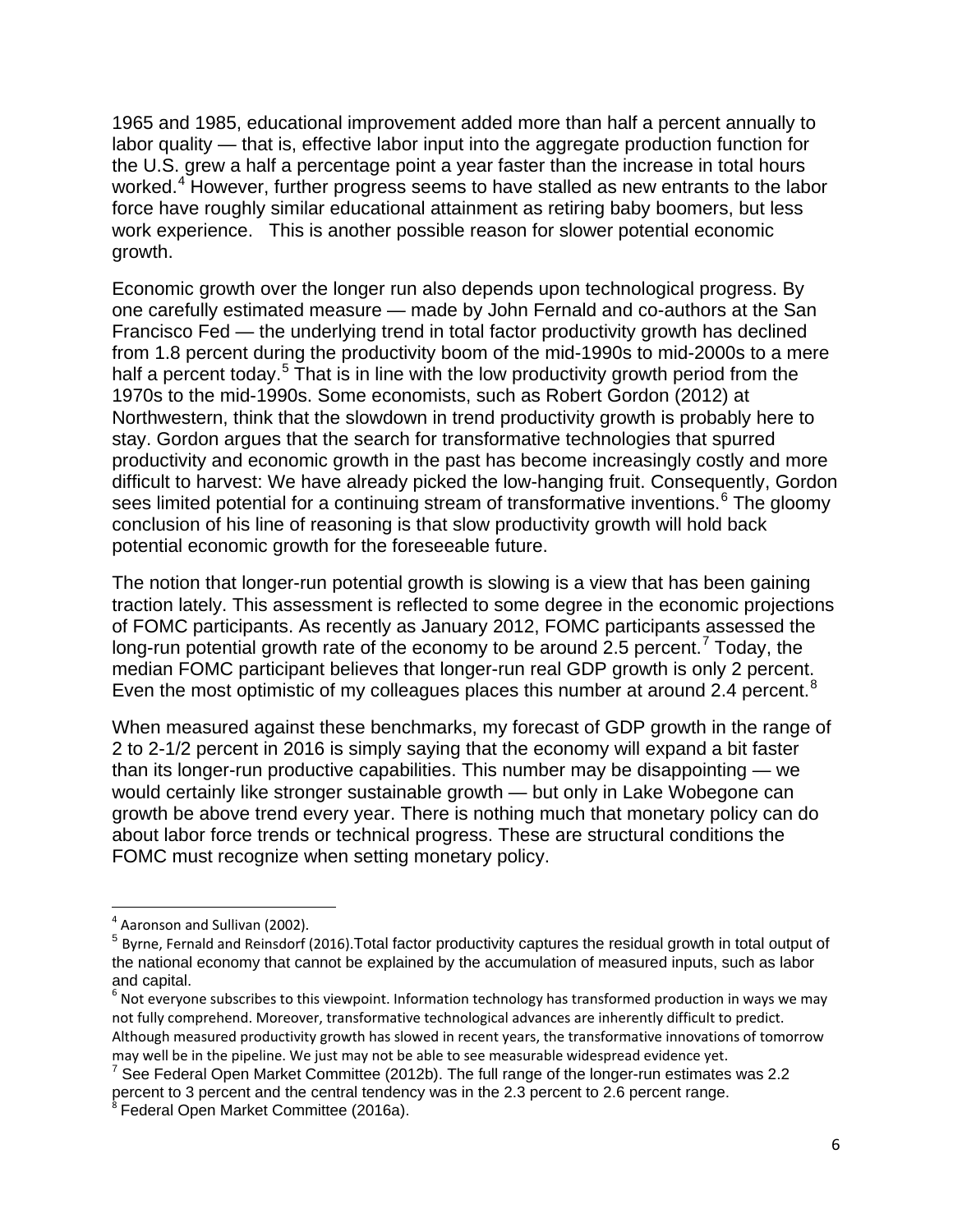1965 and 1985, educational improvement added more than half a percent annually to labor quality — that is, effective labor input into the aggregate production function for the U.S. grew a half a percentage point a year faster than the increase in total hours worked.[4] However, further progress seems to have stalled as new entrants to the labor force have roughly similar educational attainment as retiring baby boomers, but less work experience. This is another possible reason for slower potential economic growth.

Economic growth over the longer run also depends upon technological progress. By one carefully estimated measure — made by John Fernald and co-authors at the San Francisco Fed — the underlying trend in total factor productivity growth has declined from 1.8 percent during the productivity boom of the mid-1990s to mid-2000s to a mere half a percent today.[5] That is in line with the low productivity growth period from the 1970s to the mid-1990s. Some economists, such as Robert Gordon (2012) at Northwestern, think that the slowdown in trend productivity growth is probably here to stay. Gordon argues that the search for transformative technologies that spurred productivity and economic growth in the past has become increasingly costly and more difficult to harvest: We have already picked the low-hanging fruit. Consequently, Gordon sees limited potential for a continuing stream of transformative inventions.[6] The gloomy conclusion of his line of reasoning is that slow productivity growth will hold back potential economic growth for the foreseeable future.

The notion that longer-run potential growth is slowing is a view that has been gaining traction lately. This assessment is reflected to some degree in the economic projections of FOMC participants. As recently as January 2012, FOMC participants assessed the long-run potential growth rate of the economy to be around 2.5 percent.[7] Today, the median FOMC participant believes that longer-run real GDP growth is only 2 percent. Even the most optimistic of my colleagues places this number at around 2.4 percent.[8]

When measured against these benchmarks, my forecast of GDP growth in the range of 2 to 2-1/2 percent in 2016 is simply saying that the economy will expand a bit faster than its longer-run productive capabilities. This number may be disappointing — we would certainly like stronger sustainable growth — but only in Lake Wobegone can growth be above trend every year. There is nothing much that monetary policy can do about labor force trends or technical progress. These are structural conditions the FOMC must recognize when setting monetary policy.

---

[4] Aaronson and Sullivan (2002).

[5] Byrne, Fernald and Reinsdorf (2016).Total factor productivity captures the residual growth in total output of the national economy that cannot be explained by the accumulation of measured inputs, such as labor and capital.

[6] Not everyone subscribes to this viewpoint. Information technology has transformed production in ways we may not fully comprehend. Moreover, transformative technological advances are inherently difficult to predict. Although measured productivity growth has slowed in recent years, the transformative innovations of tomorrow may well be in the pipeline. We just may not be able to see measurable widespread evidence yet.

[7] See Federal Open Market Committee (2012b). The full range of the longer-run estimates was 2.2 percent to 3 percent and the central tendency was in the 2.3 percent to 2.6 percent range.

[8] Federal Open Market Committee (2016a).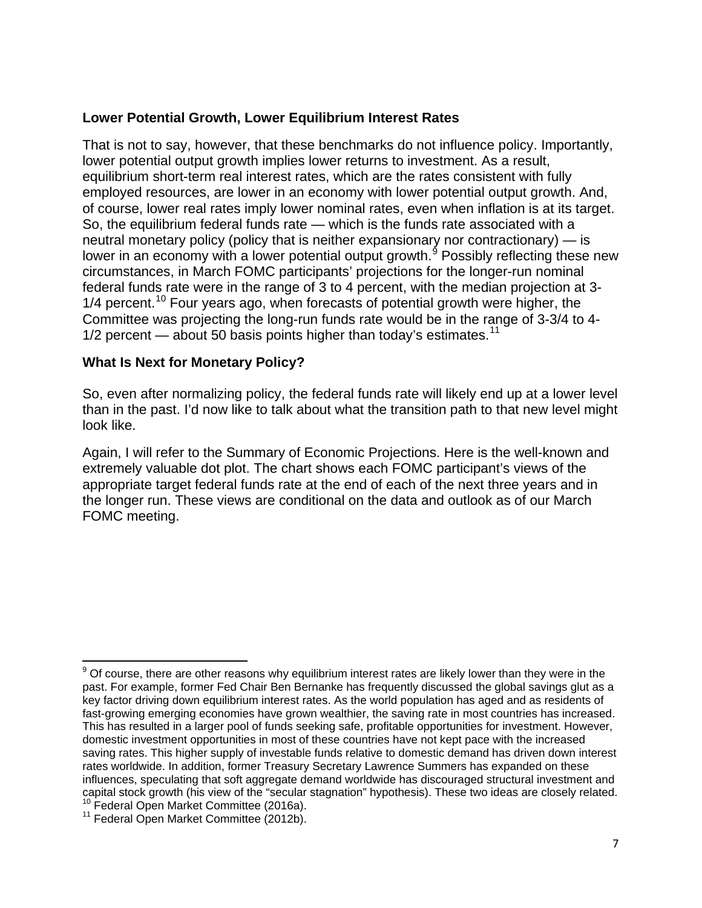### Lower Potential Growth, Lower Equilibrium Interest Rates

That is not to say, however, that these benchmarks do not influence policy. Importantly, lower potential output growth implies lower returns to investment. As a result, equilibrium short-term real interest rates, which are the rates consistent with fully employed resources, are lower in an economy with lower potential output growth. And, of course, lower real rates imply lower nominal rates, even when inflation is at its target. So, the equilibrium federal funds rate — which is the funds rate associated with a neutral monetary policy (policy that is neither expansionary nor contractionary) — is lower in an economy with a lower potential output growth.[9] Possibly reflecting these new circumstances, in March FOMC participants' projections for the longer-run nominal federal funds rate were in the range of 3 to 4 percent, with the median projection at 3-1/4 percent.[10] Four years ago, when forecasts of potential growth were higher, the Committee was projecting the long-run funds rate would be in the range of 3-3/4 to 4-1/2 percent — about 50 basis points higher than today's estimates.[11]

### What Is Next for Monetary Policy?

So, even after normalizing policy, the federal funds rate will likely end up at a lower level than in the past. I'd now like to talk about what the transition path to that new level might look like.

Again, I will refer to the Summary of Economic Projections. Here is the well-known and extremely valuable dot plot. The chart shows each FOMC participant's views of the appropriate target federal funds rate at the end of each of the next three years and in the longer run. These views are conditional on the data and outlook as of our March FOMC meeting.

---

[9] Of course, there are other reasons why equilibrium interest rates are likely lower than they were in the past. For example, former Fed Chair Ben Bernanke has frequently discussed the global savings glut as a key factor driving down equilibrium interest rates. As the world population has aged and as residents of fast-growing emerging economies have grown wealthier, the saving rate in most countries has increased. This has resulted in a larger pool of funds seeking safe, profitable opportunities for investment. However, domestic investment opportunities in most of these countries have not kept pace with the increased saving rates. This higher supply of investable funds relative to domestic demand has driven down interest rates worldwide. In addition, former Treasury Secretary Lawrence Summers has expanded on these influences, speculating that soft aggregate demand worldwide has discouraged structural investment and capital stock growth (his view of the "secular stagnation" hypothesis). These two ideas are closely related.

[10] Federal Open Market Committee (2016a).

[11] Federal Open Market Committee (2012b).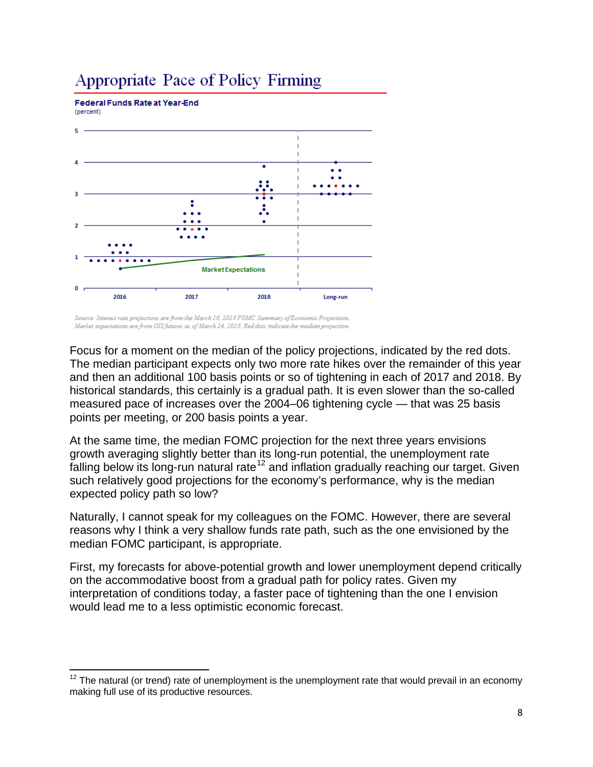## Appropriate Pace of Policy Firming

**Federal Funds Rate at Year-End**
(percent)

*Source: Interest rate projections are from the March 16, 2016 FOMC Summary of Economic Projections. Market expectations are from OIS futures as of March 24, 2016. Red dots indicate the median projection.*

Focus for a moment on the median of the policy projections, indicated by the red dots. The median participant expects only two more rate hikes over the remainder of this year and then an additional 100 basis points or so of tightening in each of 2017 and 2018. By historical standards, this certainly is a gradual path. It is even slower than the so-called measured pace of increases over the 2004–06 tightening cycle — that was 25 basis points per meeting, or 200 basis points a year.

At the same time, the median FOMC projection for the next three years envisions growth averaging slightly better than its long-run potential, the unemployment rate falling below its long-run natural rate[12] and inflation gradually reaching our target. Given such relatively good projections for the economy's performance, why is the median expected policy path so low?

Naturally, I cannot speak for my colleagues on the FOMC. However, there are several reasons why I think a very shallow funds rate path, such as the one envisioned by the median FOMC participant, is appropriate.

First, my forecasts for above-potential growth and lower unemployment depend critically on the accommodative boost from a gradual path for policy rates. Given my interpretation of conditions today, a faster pace of tightening than the one I envision would lead me to a less optimistic economic forecast.

[12] The natural (or trend) rate of unemployment is the unemployment rate that would prevail in an economy making full use of its productive resources.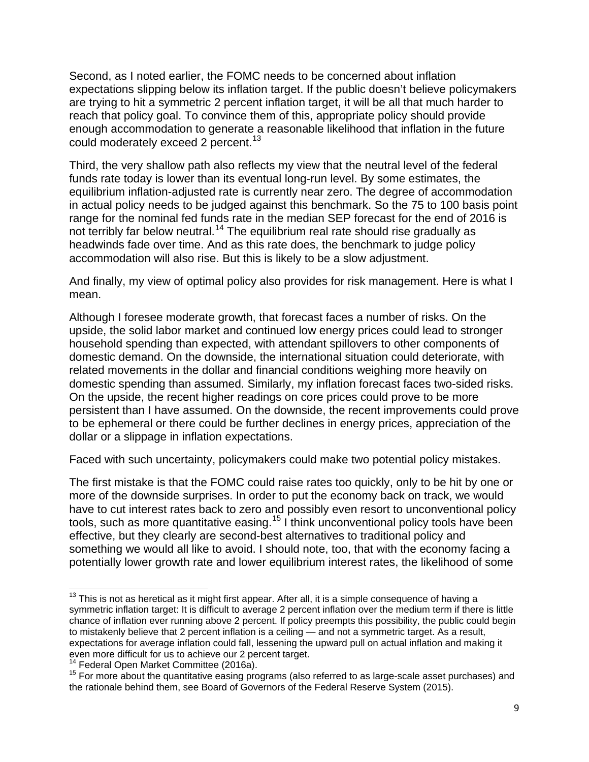Second, as I noted earlier, the FOMC needs to be concerned about inflation expectations slipping below its inflation target. If the public doesn't believe policymakers are trying to hit a symmetric 2 percent inflation target, it will be all that much harder to reach that policy goal. To convince them of this, appropriate policy should provide enough accommodation to generate a reasonable likelihood that inflation in the future could moderately exceed 2 percent.[13]

Third, the very shallow path also reflects my view that the neutral level of the federal funds rate today is lower than its eventual long-run level. By some estimates, the equilibrium inflation-adjusted rate is currently near zero. The degree of accommodation in actual policy needs to be judged against this benchmark. So the 75 to 100 basis point range for the nominal fed funds rate in the median SEP forecast for the end of 2016 is not terribly far below neutral.[14] The equilibrium real rate should rise gradually as headwinds fade over time. And as this rate does, the benchmark to judge policy accommodation will also rise. But this is likely to be a slow adjustment.

And finally, my view of optimal policy also provides for risk management. Here is what I mean.

Although I foresee moderate growth, that forecast faces a number of risks. On the upside, the solid labor market and continued low energy prices could lead to stronger household spending than expected, with attendant spillovers to other components of domestic demand. On the downside, the international situation could deteriorate, with related movements in the dollar and financial conditions weighing more heavily on domestic spending than assumed. Similarly, my inflation forecast faces two-sided risks. On the upside, the recent higher readings on core prices could prove to be more persistent than I have assumed. On the downside, the recent improvements could prove to be ephemeral or there could be further declines in energy prices, appreciation of the dollar or a slippage in inflation expectations.

Faced with such uncertainty, policymakers could make two potential policy mistakes.

The first mistake is that the FOMC could raise rates too quickly, only to be hit by one or more of the downside surprises. In order to put the economy back on track, we would have to cut interest rates back to zero and possibly even resort to unconventional policy tools, such as more quantitative easing.[15] I think unconventional policy tools have been effective, but they clearly are second-best alternatives to traditional policy and something we would all like to avoid. I should note, too, that with the economy facing a potentially lower growth rate and lower equilibrium interest rates, the likelihood of some

---

[13] This is not as heretical as it might first appear. After all, it is a simple consequence of having a symmetric inflation target: It is difficult to average 2 percent inflation over the medium term if there is little chance of inflation ever running above 2 percent. If policy preempts this possibility, the public could begin to mistakenly believe that 2 percent inflation is a ceiling — and not a symmetric target. As a result, expectations for average inflation could fall, lessening the upward pull on actual inflation and making it even more difficult for us to achieve our 2 percent target.

[14] Federal Open Market Committee (2016a).

[15] For more about the quantitative easing programs (also referred to as large-scale asset purchases) and the rationale behind them, see Board of Governors of the Federal Reserve System (2015).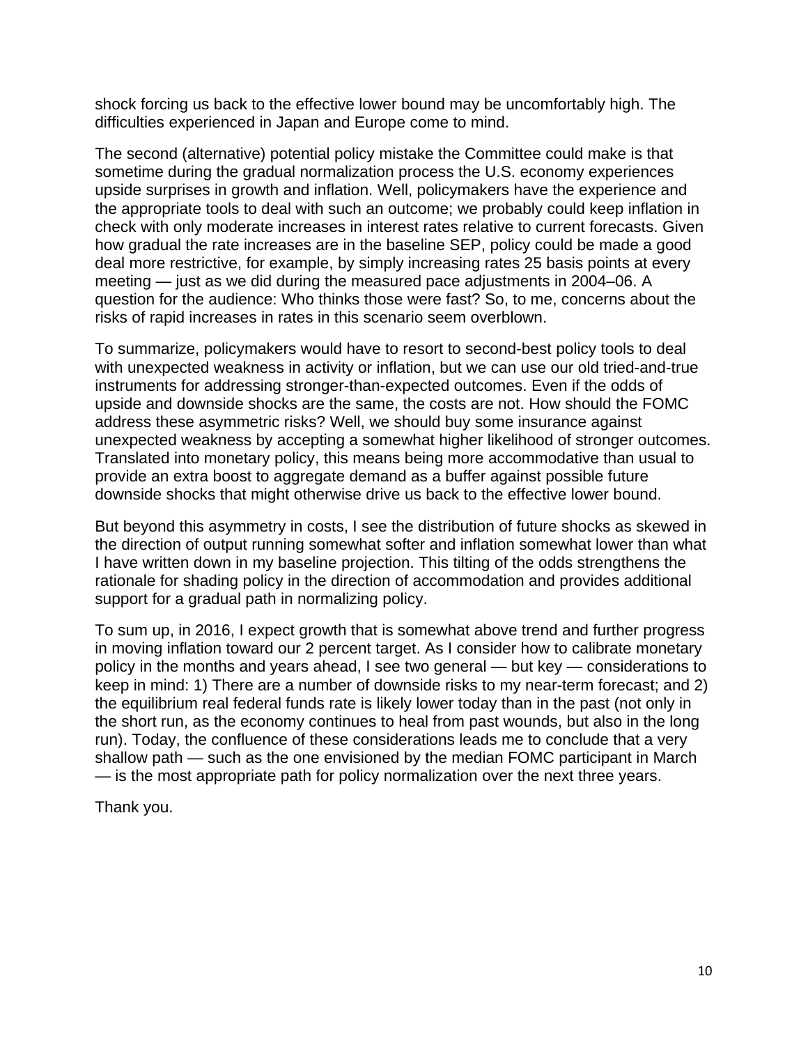shock forcing us back to the effective lower bound may be uncomfortably high. The difficulties experienced in Japan and Europe come to mind.

The second (alternative) potential policy mistake the Committee could make is that sometime during the gradual normalization process the U.S. economy experiences upside surprises in growth and inflation. Well, policymakers have the experience and the appropriate tools to deal with such an outcome; we probably could keep inflation in check with only moderate increases in interest rates relative to current forecasts. Given how gradual the rate increases are in the baseline SEP, policy could be made a good deal more restrictive, for example, by simply increasing rates 25 basis points at every meeting — just as we did during the measured pace adjustments in 2004–06. A question for the audience: Who thinks those were fast? So, to me, concerns about the risks of rapid increases in rates in this scenario seem overblown.

To summarize, policymakers would have to resort to second-best policy tools to deal with unexpected weakness in activity or inflation, but we can use our old tried-and-true instruments for addressing stronger-than-expected outcomes. Even if the odds of upside and downside shocks are the same, the costs are not. How should the FOMC address these asymmetric risks? Well, we should buy some insurance against unexpected weakness by accepting a somewhat higher likelihood of stronger outcomes. Translated into monetary policy, this means being more accommodative than usual to provide an extra boost to aggregate demand as a buffer against possible future downside shocks that might otherwise drive us back to the effective lower bound.

But beyond this asymmetry in costs, I see the distribution of future shocks as skewed in the direction of output running somewhat softer and inflation somewhat lower than what I have written down in my baseline projection. This tilting of the odds strengthens the rationale for shading policy in the direction of accommodation and provides additional support for a gradual path in normalizing policy.

To sum up, in 2016, I expect growth that is somewhat above trend and further progress in moving inflation toward our 2 percent target. As I consider how to calibrate monetary policy in the months and years ahead, I see two general — but key — considerations to keep in mind: 1) There are a number of downside risks to my near-term forecast; and 2) the equilibrium real federal funds rate is likely lower today than in the past (not only in the short run, as the economy continues to heal from past wounds, but also in the long run). Today, the confluence of these considerations leads me to conclude that a very shallow path — such as the one envisioned by the median FOMC participant in March — is the most appropriate path for policy normalization over the next three years.

Thank you.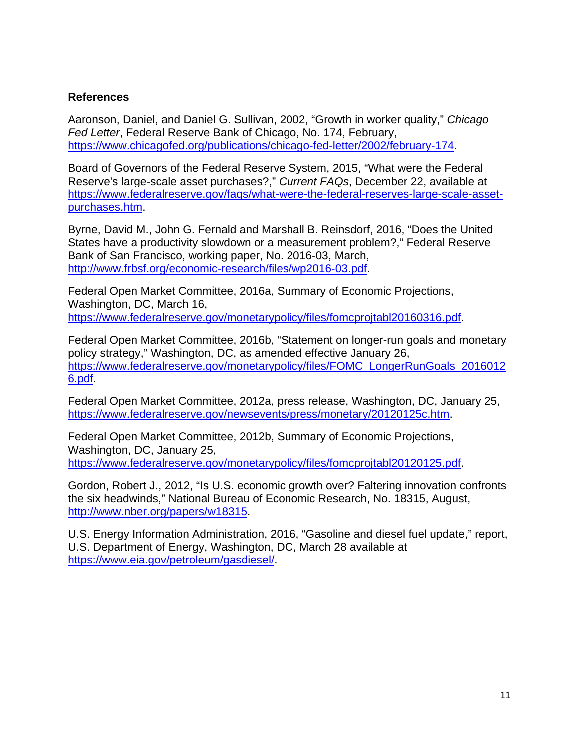## References

Aaronson, Daniel, and Daniel G. Sullivan, 2002, "Growth in worker quality," *Chicago Fed Letter*, Federal Reserve Bank of Chicago, No. 174, February, https://www.chicagofed.org/publications/chicago-fed-letter/2002/february-174.

Board of Governors of the Federal Reserve System, 2015, "What were the Federal Reserve's large-scale asset purchases?," *Current FAQs*, December 22, available at https://www.federalreserve.gov/faqs/what-were-the-federal-reserves-large-scale-asset-purchases.htm.

Byrne, David M., John G. Fernald and Marshall B. Reinsdorf, 2016, "Does the United States have a productivity slowdown or a measurement problem?," Federal Reserve Bank of San Francisco, working paper, No. 2016-03, March, http://www.frbsf.org/economic-research/files/wp2016-03.pdf.

Federal Open Market Committee, 2016a, Summary of Economic Projections, Washington, DC, March 16, https://www.federalreserve.gov/monetarypolicy/files/fomcprojtabl20160316.pdf.

Federal Open Market Committee, 2016b, "Statement on longer-run goals and monetary policy strategy," Washington, DC, as amended effective January 26, https://www.federalreserve.gov/monetarypolicy/files/FOMC_LongerRunGoals_20160126.pdf.

Federal Open Market Committee, 2012a, press release, Washington, DC, January 25, https://www.federalreserve.gov/newsevents/press/monetary/20120125c.htm.

Federal Open Market Committee, 2012b, Summary of Economic Projections, Washington, DC, January 25, https://www.federalreserve.gov/monetarypolicy/files/fomcprojtabl20120125.pdf.

Gordon, Robert J., 2012, "Is U.S. economic growth over? Faltering innovation confronts the six headwinds," National Bureau of Economic Research, No. 18315, August, http://www.nber.org/papers/w18315.

U.S. Energy Information Administration, 2016, "Gasoline and diesel fuel update," report, U.S. Department of Energy, Washington, DC, March 28 available at https://www.eia.gov/petroleum/gasdiesel/.